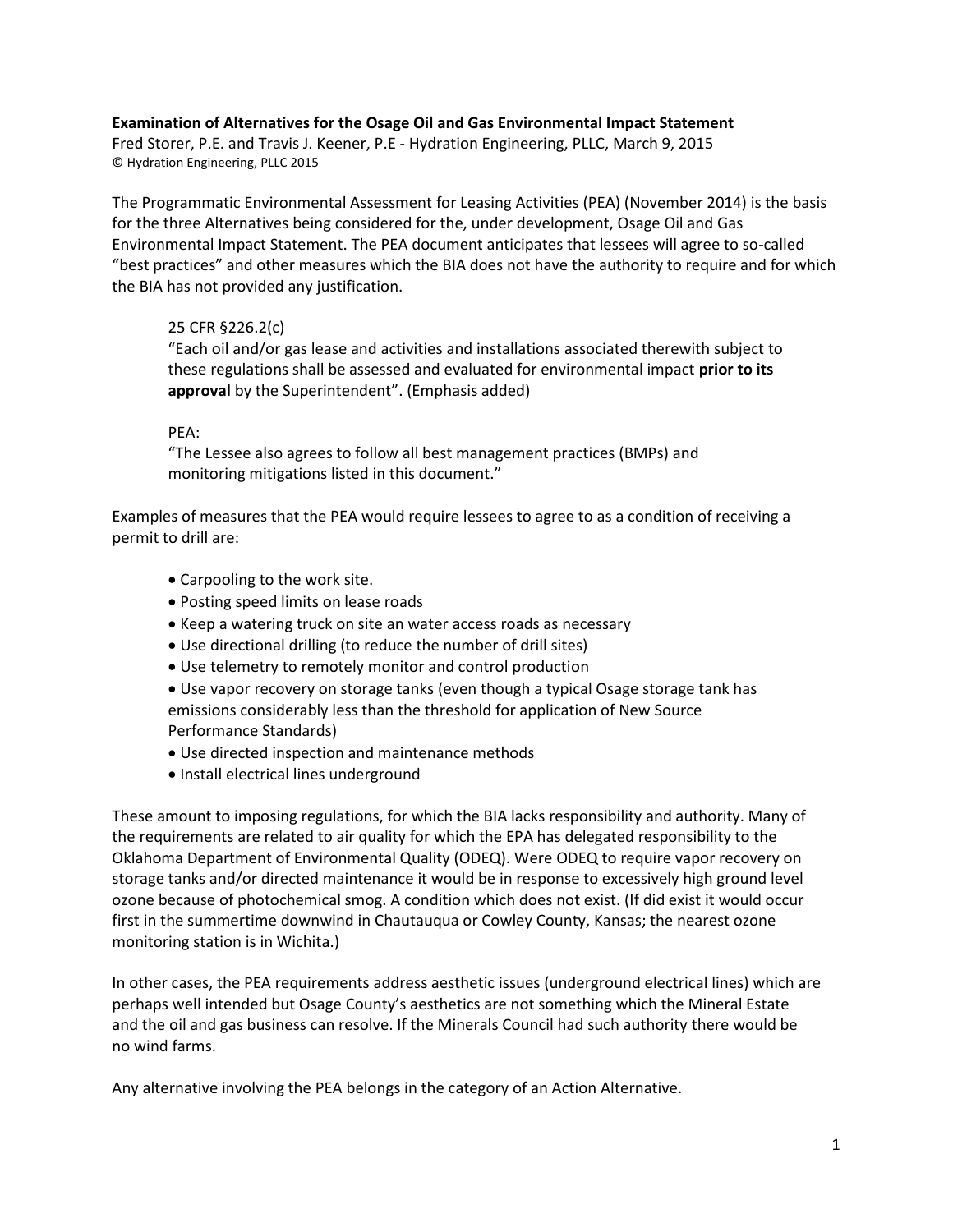**Examination of Alternatives for the Osage Oil and Gas Environmental Impact Statement**

Fred Storer, P.E. and Travis J. Keener, P.E - Hydration Engineering, PLLC, March 9, 2015

© Hydration Engineering, PLLC 2015

The Programmatic Environmental Assessment for Leasing Activities (PEA) (November 2014) is the basis for the three Alternatives being considered for the, under development, Osage Oil and Gas Environmental Impact Statement. The PEA document anticipates that lessees will agree to so-called "best practices" and other measures which the BIA does not have the authority to require and for which the BIA has not provided any justification.

> 25 CFR §226.2(c)
>
> "Each oil and/or gas lease and activities and installations associated therewith subject to these regulations shall be assessed and evaluated for environmental impact **prior to its approval** by the Superintendent". (Emphasis added)
>
> PEA:
>
> "The Lessee also agrees to follow all best management practices (BMPs) and monitoring mitigations listed in this document."

Examples of measures that the PEA would require lessees to agree to as a condition of receiving a permit to drill are:

- Carpooling to the work site.
- Posting speed limits on lease roads
- Keep a watering truck on site an water access roads as necessary
- Use directional drilling (to reduce the number of drill sites)
- Use telemetry to remotely monitor and control production
- Use vapor recovery on storage tanks (even though a typical Osage storage tank has emissions considerably less than the threshold for application of New Source Performance Standards)
- Use directed inspection and maintenance methods
- Install electrical lines underground

These amount to imposing regulations, for which the BIA lacks responsibility and authority. Many of the requirements are related to air quality for which the EPA has delegated responsibility to the Oklahoma Department of Environmental Quality (ODEQ). Were ODEQ to require vapor recovery on storage tanks and/or directed maintenance it would be in response to excessively high ground level ozone because of photochemical smog. A condition which does not exist. (If did exist it would occur first in the summertime downwind in Chautauqua or Cowley County, Kansas; the nearest ozone monitoring station is in Wichita.)

In other cases, the PEA requirements address aesthetic issues (underground electrical lines) which are perhaps well intended but Osage County's aesthetics are not something which the Mineral Estate and the oil and gas business can resolve. If the Minerals Council had such authority there would be no wind farms.

Any alternative involving the PEA belongs in the category of an Action Alternative.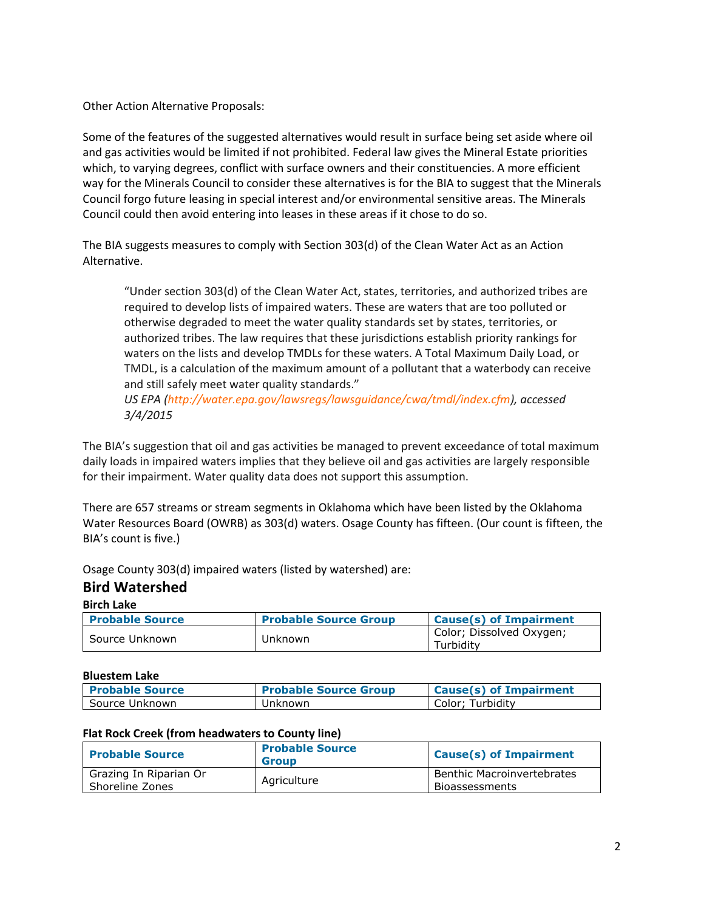Other Action Alternative Proposals:

Some of the features of the suggested alternatives would result in surface being set aside where oil and gas activities would be limited if not prohibited. Federal law gives the Mineral Estate priorities which, to varying degrees, conflict with surface owners and their constituencies. A more efficient way for the Minerals Council to consider these alternatives is for the BIA to suggest that the Minerals Council forgo future leasing in special interest and/or environmental sensitive areas. The Minerals Council could then avoid entering into leases in these areas if it chose to do so.

The BIA suggests measures to comply with Section 303(d) of the Clean Water Act as an Action Alternative.

> "Under section 303(d) of the Clean Water Act, states, territories, and authorized tribes are required to develop lists of impaired waters. These are waters that are too polluted or otherwise degraded to meet the water quality standards set by states, territories, or authorized tribes. The law requires that these jurisdictions establish priority rankings for waters on the lists and develop TMDLs for these waters. A Total Maximum Daily Load, or TMDL, is a calculation of the maximum amount of a pollutant that a waterbody can receive and still safely meet water quality standards."
> *US EPA (http://water.epa.gov/lawsregs/lawsguidance/cwa/tmdl/index.cfm), accessed 3/4/2015*

The BIA's suggestion that oil and gas activities be managed to prevent exceedance of total maximum daily loads in impaired waters implies that they believe oil and gas activities are largely responsible for their impairment. Water quality data does not support this assumption.

There are 657 streams or stream segments in Oklahoma which have been listed by the Oklahoma Water Resources Board (OWRB) as 303(d) waters. Osage County has fifteen. (Our count is fifteen, the BIA's count is five.)

Osage County 303(d) impaired waters (listed by watershed) are:

## Bird Watershed

**Birch Lake**

| Probable Source | Probable Source Group | Cause(s) of Impairment |
|---|---|---|
| Source Unknown | Unknown | Color; Dissolved Oxygen; Turbidity |

**Bluestem Lake**

| Probable Source | Probable Source Group | Cause(s) of Impairment |
|---|---|---|
| Source Unknown | Unknown | Color; Turbidity |

**Flat Rock Creek (from headwaters to County line)**

| Probable Source | Probable Source Group | Cause(s) of Impairment |
|---|---|---|
| Grazing In Riparian Or Shoreline Zones | Agriculture | Benthic Macroinvertebrates Bioassessments |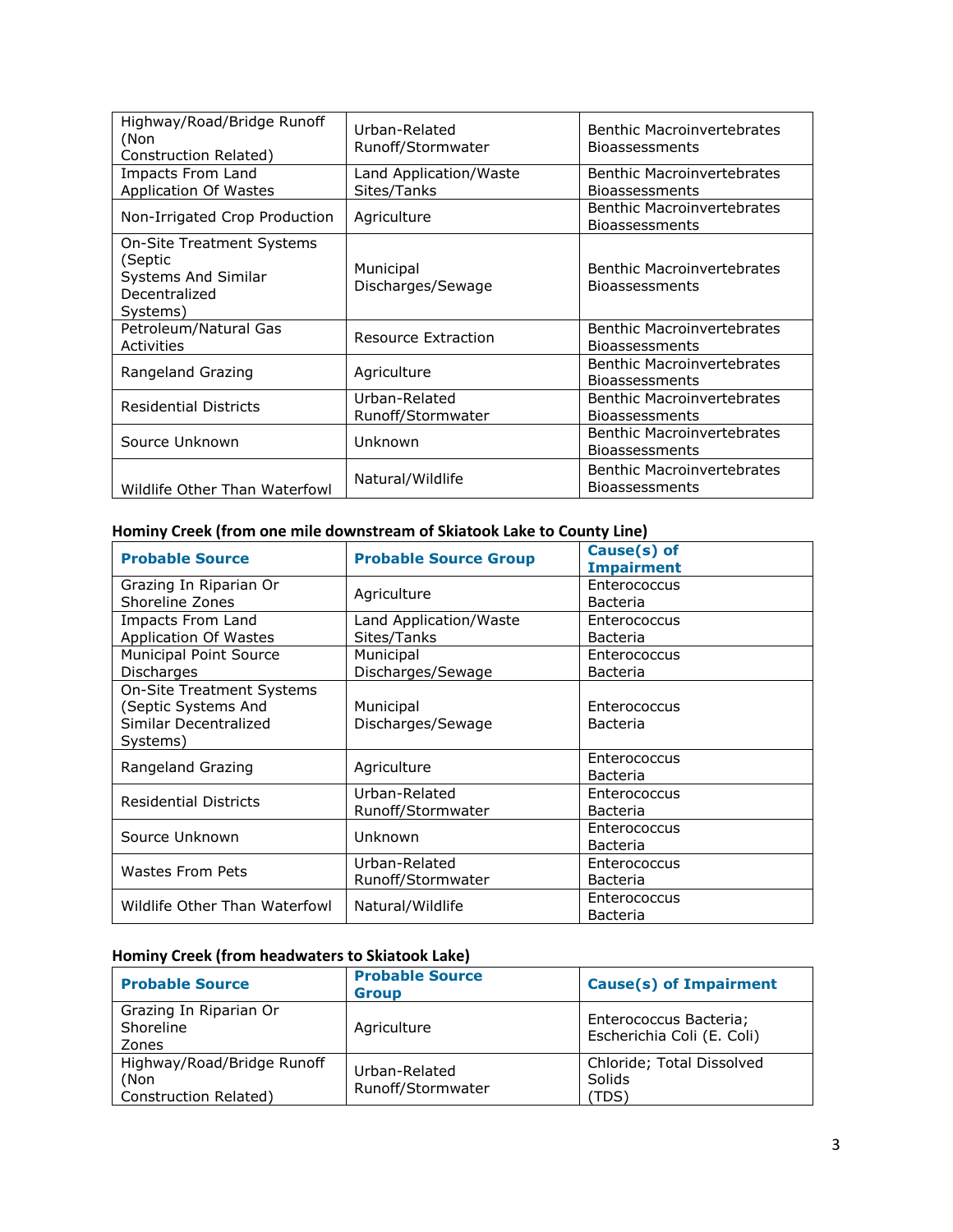| | | |
|---|---|---|
| Highway/Road/Bridge Runoff (Non Construction Related) | Urban-Related Runoff/Stormwater | Benthic Macroinvertebrates Bioassessments |
| Impacts From Land Application Of Wastes | Land Application/Waste Sites/Tanks | Benthic Macroinvertebrates Bioassessments |
| Non-Irrigated Crop Production | Agriculture | Benthic Macroinvertebrates Bioassessments |
| On-Site Treatment Systems (Septic Systems And Similar Decentralized Systems) | Municipal Discharges/Sewage | Benthic Macroinvertebrates Bioassessments |
| Petroleum/Natural Gas Activities | Resource Extraction | Benthic Macroinvertebrates Bioassessments |
| Rangeland Grazing | Agriculture | Benthic Macroinvertebrates Bioassessments |
| Residential Districts | Urban-Related Runoff/Stormwater | Benthic Macroinvertebrates Bioassessments |
| Source Unknown | Unknown | Benthic Macroinvertebrates Bioassessments |
| Wildlife Other Than Waterfowl | Natural/Wildlife | Benthic Macroinvertebrates Bioassessments |

### Hominy Creek (from one mile downstream of Skiatook Lake to County Line)

| Probable Source | Probable Source Group | Cause(s) of Impairment |
|---|---|---|
| Grazing In Riparian Or Shoreline Zones | Agriculture | Enterococcus Bacteria |
| Impacts From Land Application Of Wastes | Land Application/Waste Sites/Tanks | Enterococcus Bacteria |
| Municipal Point Source Discharges | Municipal Discharges/Sewage | Enterococcus Bacteria |
| On-Site Treatment Systems (Septic Systems And Similar Decentralized Systems) | Municipal Discharges/Sewage | Enterococcus Bacteria |
| Rangeland Grazing | Agriculture | Enterococcus Bacteria |
| Residential Districts | Urban-Related Runoff/Stormwater | Enterococcus Bacteria |
| Source Unknown | Unknown | Enterococcus Bacteria |
| Wastes From Pets | Urban-Related Runoff/Stormwater | Enterococcus Bacteria |
| Wildlife Other Than Waterfowl | Natural/Wildlife | Enterococcus Bacteria |

### Hominy Creek (from headwaters to Skiatook Lake)

| Probable Source | Probable Source Group | Cause(s) of Impairment |
|---|---|---|
| Grazing In Riparian Or Shoreline Zones | Agriculture | Enterococcus Bacteria; Escherichia Coli (E. Coli) |
| Highway/Road/Bridge Runoff (Non Construction Related) | Urban-Related Runoff/Stormwater | Chloride; Total Dissolved Solids (TDS) |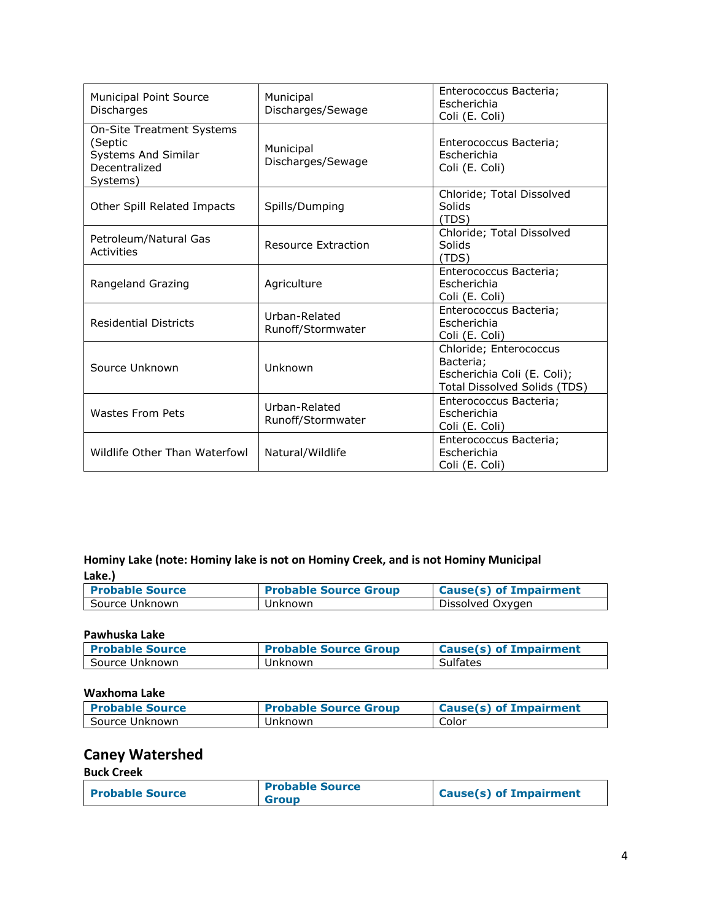| Municipal Point Source Discharges | Municipal Discharges/Sewage | Enterococcus Bacteria; Escherichia Coli (E. Coli) |
|---|---|---|
| On-Site Treatment Systems (Septic Systems And Similar Decentralized Systems) | Municipal Discharges/Sewage | Enterococcus Bacteria; Escherichia Coli (E. Coli) |
| Other Spill Related Impacts | Spills/Dumping | Chloride; Total Dissolved Solids (TDS) |
| Petroleum/Natural Gas Activities | Resource Extraction | Chloride; Total Dissolved Solids (TDS) |
| Rangeland Grazing | Agriculture | Enterococcus Bacteria; Escherichia Coli (E. Coli) |
| Residential Districts | Urban-Related Runoff/Stormwater | Enterococcus Bacteria; Escherichia Coli (E. Coli) |
| Source Unknown | Unknown | Chloride; Enterococcus Bacteria; Escherichia Coli (E. Coli); Total Dissolved Solids (TDS) |
| Wastes From Pets | Urban-Related Runoff/Stormwater | Enterococcus Bacteria; Escherichia Coli (E. Coli) |
| Wildlife Other Than Waterfowl | Natural/Wildlife | Enterococcus Bacteria; Escherichia Coli (E. Coli) |

**Hominy Lake (note: Hominy lake is not on Hominy Creek, and is not Hominy Municipal Lake.)**

| Probable Source | Probable Source Group | Cause(s) of Impairment |
|---|---|---|
| Source Unknown | Unknown | Dissolved Oxygen |

**Pawhuska Lake**

| Probable Source | Probable Source Group | Cause(s) of Impairment |
|---|---|---|
| Source Unknown | Unknown | Sulfates |

**Waxhoma Lake**

| Probable Source | Probable Source Group | Cause(s) of Impairment |
|---|---|---|
| Source Unknown | Unknown | Color |

## Caney Watershed

**Buck Creek**

| Probable Source | Probable Source Group | Cause(s) of Impairment |
|---|---|---|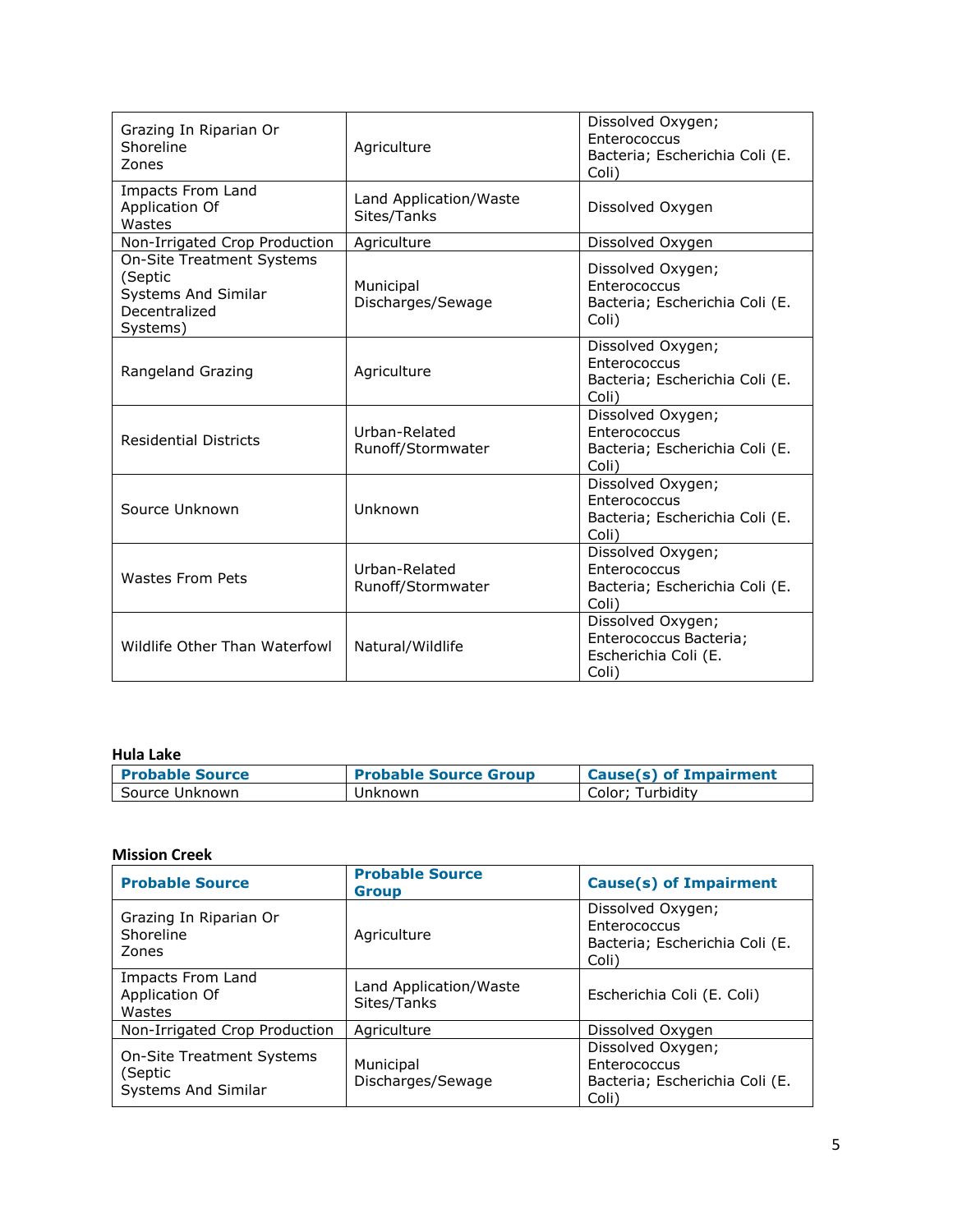| Grazing In Riparian Or Shoreline Zones | Agriculture | Dissolved Oxygen; Enterococcus Bacteria; Escherichia Coli (E. Coli) |
|---|---|---|
| Impacts From Land Application Of Wastes | Land Application/Waste Sites/Tanks | Dissolved Oxygen |
| Non-Irrigated Crop Production | Agriculture | Dissolved Oxygen |
| On-Site Treatment Systems (Septic Systems And Similar Decentralized Systems) | Municipal Discharges/Sewage | Dissolved Oxygen; Enterococcus Bacteria; Escherichia Coli (E. Coli) |
| Rangeland Grazing | Agriculture | Dissolved Oxygen; Enterococcus Bacteria; Escherichia Coli (E. Coli) |
| Residential Districts | Urban-Related Runoff/Stormwater | Dissolved Oxygen; Enterococcus Bacteria; Escherichia Coli (E. Coli) |
| Source Unknown | Unknown | Dissolved Oxygen; Enterococcus Bacteria; Escherichia Coli (E. Coli) |
| Wastes From Pets | Urban-Related Runoff/Stormwater | Dissolved Oxygen; Enterococcus Bacteria; Escherichia Coli (E. Coli) |
| Wildlife Other Than Waterfowl | Natural/Wildlife | Dissolved Oxygen; Enterococcus Bacteria; Escherichia Coli (E. Coli) |

### Hula Lake

| Probable Source | Probable Source Group | Cause(s) of Impairment |
|---|---|---|
| Source Unknown | Unknown | Color; Turbidity |

### Mission Creek

| Probable Source | Probable Source Group | Cause(s) of Impairment |
|---|---|---|
| Grazing In Riparian Or Shoreline Zones | Agriculture | Dissolved Oxygen; Enterococcus Bacteria; Escherichia Coli (E. Coli) |
| Impacts From Land Application Of Wastes | Land Application/Waste Sites/Tanks | Escherichia Coli (E. Coli) |
| Non-Irrigated Crop Production | Agriculture | Dissolved Oxygen |
| On-Site Treatment Systems (Septic Systems And Similar | Municipal Discharges/Sewage | Dissolved Oxygen; Enterococcus Bacteria; Escherichia Coli (E. Coli) |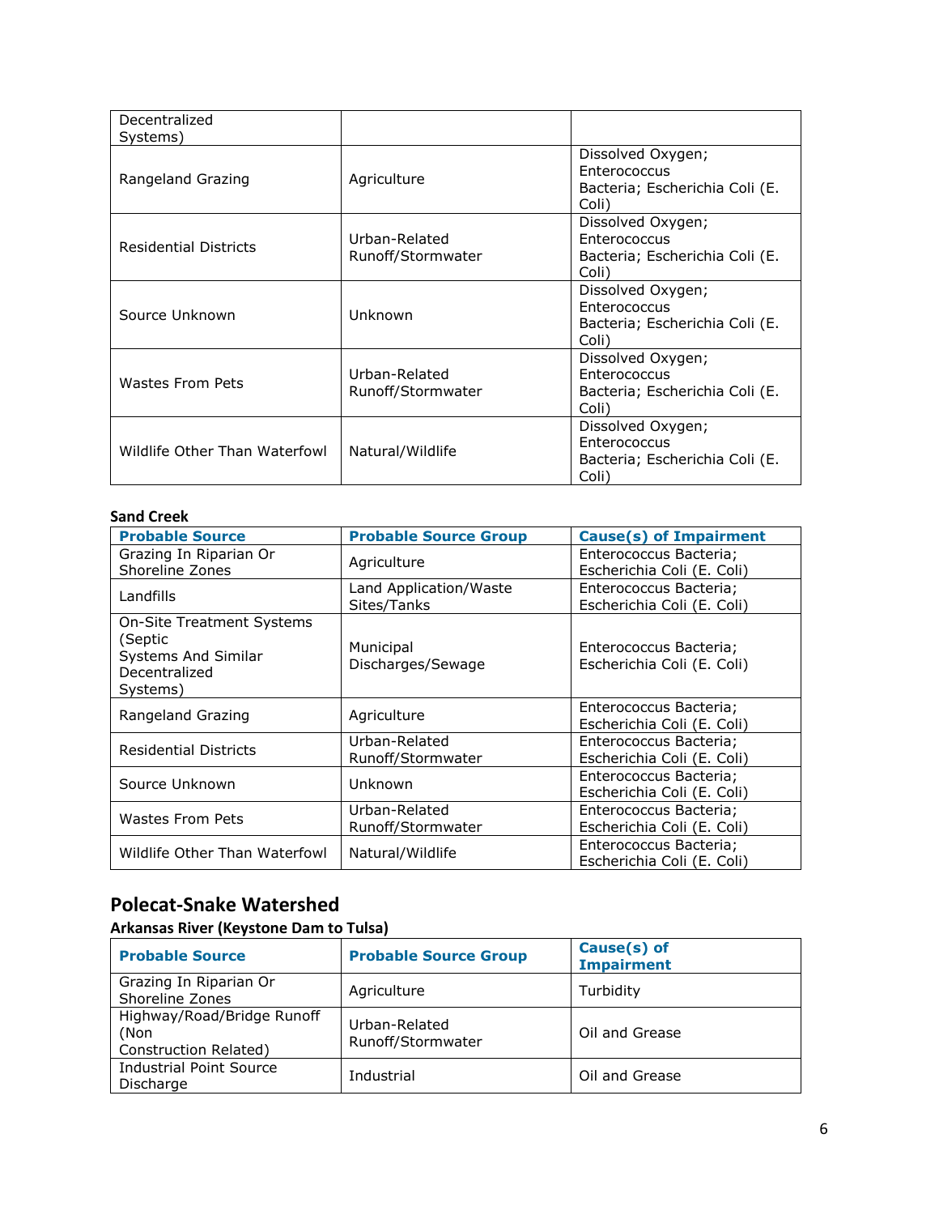| | | |
|---|---|---|
| Decentralized Systems) | | |
| Rangeland Grazing | Agriculture | Dissolved Oxygen; Enterococcus Bacteria; Escherichia Coli (E. Coli) |
| Residential Districts | Urban-Related Runoff/Stormwater | Dissolved Oxygen; Enterococcus Bacteria; Escherichia Coli (E. Coli) |
| Source Unknown | Unknown | Dissolved Oxygen; Enterococcus Bacteria; Escherichia Coli (E. Coli) |
| Wastes From Pets | Urban-Related Runoff/Stormwater | Dissolved Oxygen; Enterococcus Bacteria; Escherichia Coli (E. Coli) |
| Wildlife Other Than Waterfowl | Natural/Wildlife | Dissolved Oxygen; Enterococcus Bacteria; Escherichia Coli (E. Coli) |

**Sand Creek**

| Probable Source | Probable Source Group | Cause(s) of Impairment |
|---|---|---|
| Grazing In Riparian Or Shoreline Zones | Agriculture | Enterococcus Bacteria; Escherichia Coli (E. Coli) |
| Landfills | Land Application/Waste Sites/Tanks | Enterococcus Bacteria; Escherichia Coli (E. Coli) |
| On-Site Treatment Systems (Septic Systems And Similar Decentralized Systems) | Municipal Discharges/Sewage | Enterococcus Bacteria; Escherichia Coli (E. Coli) |
| Rangeland Grazing | Agriculture | Enterococcus Bacteria; Escherichia Coli (E. Coli) |
| Residential Districts | Urban-Related Runoff/Stormwater | Enterococcus Bacteria; Escherichia Coli (E. Coli) |
| Source Unknown | Unknown | Enterococcus Bacteria; Escherichia Coli (E. Coli) |
| Wastes From Pets | Urban-Related Runoff/Stormwater | Enterococcus Bacteria; Escherichia Coli (E. Coli) |
| Wildlife Other Than Waterfowl | Natural/Wildlife | Enterococcus Bacteria; Escherichia Coli (E. Coli) |

## Polecat-Snake Watershed

### Arkansas River (Keystone Dam to Tulsa)

| Probable Source | Probable Source Group | Cause(s) of Impairment |
|---|---|---|
| Grazing In Riparian Or Shoreline Zones | Agriculture | Turbidity |
| Highway/Road/Bridge Runoff (Non Construction Related) | Urban-Related Runoff/Stormwater | Oil and Grease |
| Industrial Point Source Discharge | Industrial | Oil and Grease |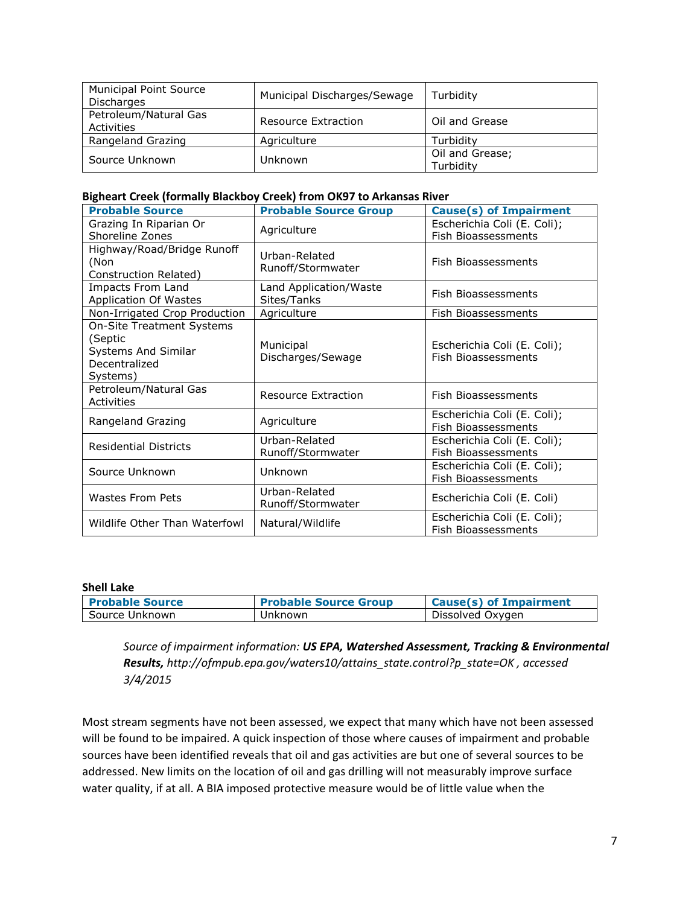| Municipal Point Source Discharges | Municipal Discharges/Sewage | Turbidity |
| --- | --- | --- |
| Petroleum/Natural Gas Activities | Resource Extraction | Oil and Grease |
| Rangeland Grazing | Agriculture | Turbidity |
| Source Unknown | Unknown | Oil and Grease; Turbidity |

**Bigheart Creek (formally Blackboy Creek) from OK97 to Arkansas River**

| Probable Source | Probable Source Group | Cause(s) of Impairment |
| --- | --- | --- |
| Grazing In Riparian Or Shoreline Zones | Agriculture | Escherichia Coli (E. Coli); Fish Bioassessments |
| Highway/Road/Bridge Runoff (Non Construction Related) | Urban-Related Runoff/Stormwater | Fish Bioassessments |
| Impacts From Land Application Of Wastes | Land Application/Waste Sites/Tanks | Fish Bioassessments |
| Non-Irrigated Crop Production | Agriculture | Fish Bioassessments |
| On-Site Treatment Systems (Septic Systems And Similar Decentralized Systems) | Municipal Discharges/Sewage | Escherichia Coli (E. Coli); Fish Bioassessments |
| Petroleum/Natural Gas Activities | Resource Extraction | Fish Bioassessments |
| Rangeland Grazing | Agriculture | Escherichia Coli (E. Coli); Fish Bioassessments |
| Residential Districts | Urban-Related Runoff/Stormwater | Escherichia Coli (E. Coli); Fish Bioassessments |
| Source Unknown | Unknown | Escherichia Coli (E. Coli); Fish Bioassessments |
| Wastes From Pets | Urban-Related Runoff/Stormwater | Escherichia Coli (E. Coli) |
| Wildlife Other Than Waterfowl | Natural/Wildlife | Escherichia Coli (E. Coli); Fish Bioassessments |

**Shell Lake**

| Probable Source | Probable Source Group | Cause(s) of Impairment |
| --- | --- | --- |
| Source Unknown | Unknown | Dissolved Oxygen |

> *Source of impairment information:* ***US EPA, Watershed Assessment, Tracking & Environmental Results,*** *http://ofmpub.epa.gov/waters10/attains_state.control?p_state=OK , accessed 3/4/2015*

Most stream segments have not been assessed, we expect that many which have not been assessed will be found to be impaired. A quick inspection of those where causes of impairment and probable sources have been identified reveals that oil and gas activities are but one of several sources to be addressed. New limits on the location of oil and gas drilling will not measurably improve surface water quality, if at all. A BIA imposed protective measure would be of little value when the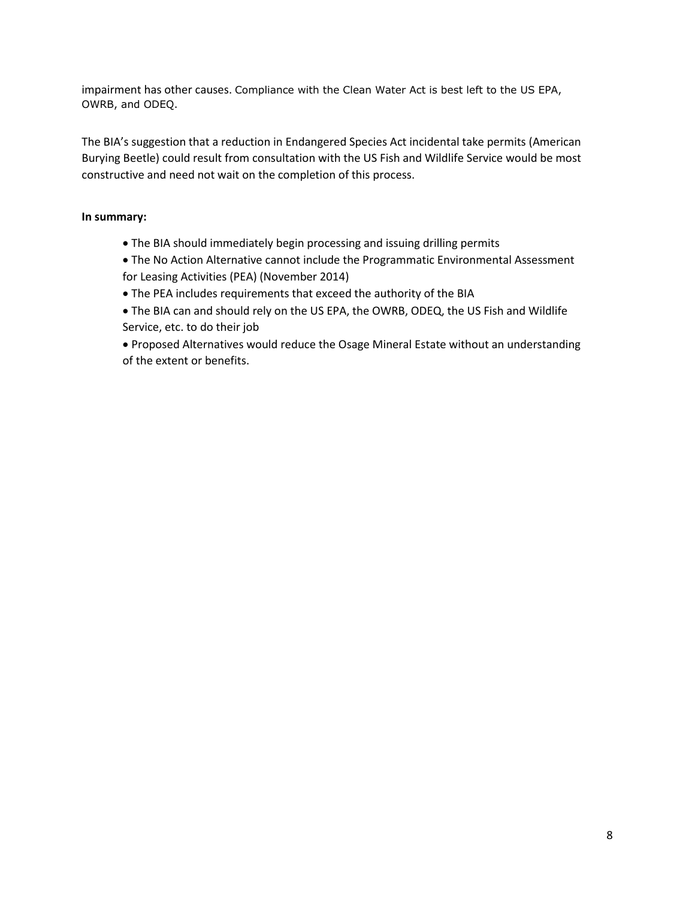impairment has other causes. Compliance with the Clean Water Act is best left to the US EPA, OWRB, and ODEQ.

The BIA's suggestion that a reduction in Endangered Species Act incidental take permits (American Burying Beetle) could result from consultation with the US Fish and Wildlife Service would be most constructive and need not wait on the completion of this process.

**In summary:**

- The BIA should immediately begin processing and issuing drilling permits
- The No Action Alternative cannot include the Programmatic Environmental Assessment for Leasing Activities (PEA) (November 2014)
- The PEA includes requirements that exceed the authority of the BIA
- The BIA can and should rely on the US EPA, the OWRB, ODEQ, the US Fish and Wildlife Service, etc. to do their job
- Proposed Alternatives would reduce the Osage Mineral Estate without an understanding of the extent or benefits.